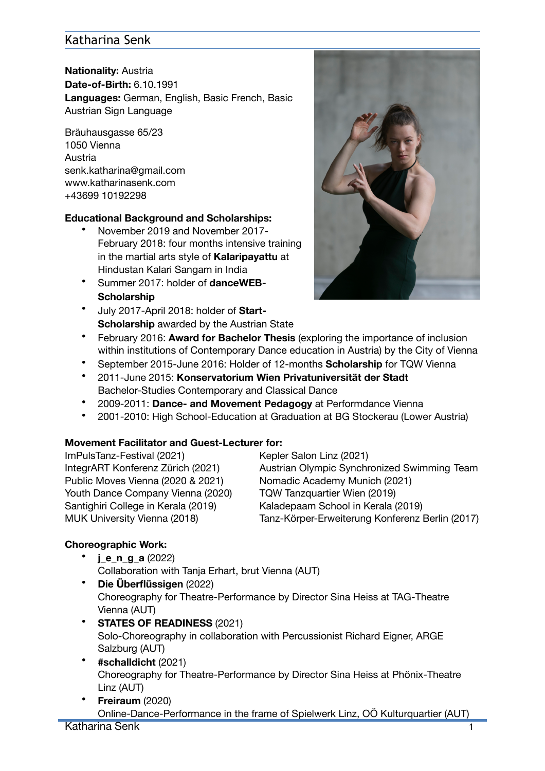# Katharina Senk

**Nationality:** Austria
**Date-of-Birth:** 6.10.1991
**Languages:** German, English, Basic French, Basic Austrian Sign Language

Bräuhausgasse 65/23
1050 Vienna
Austria
senk.katharina@gmail.com
www.katharinasenk.com
+43699 10192298

**Educational Background and Scholarships:**

- November 2019 and November 2017-February 2018: four months intensive training in the martial arts style of **Kalaripayattu** at Hindustan Kalari Sangam in India
- Summer 2017: holder of **danceWEB-Scholarship**
- July 2017-April 2018: holder of **Start-Scholarship** awarded by the Austrian State
- February 2016: **Award for Bachelor Thesis** (exploring the importance of inclusion within institutions of Contemporary Dance education in Austria) by the City of Vienna
- September 2015-June 2016: Holder of 12-months **Scholarship** for TQW Vienna
- 2011-June 2015: **Konservatorium Wien Privatuniversität der Stadt** Bachelor-Studies Contemporary and Classical Dance
- 2009-2011: **Dance- and Movement Pedagogy** at Performdance Vienna
- 2001-2010: High School-Education at Graduation at BG Stockerau (Lower Austria)

**Movement Facilitator and Guest-Lecturer for:**

ImPulsTanz-Festival (2021)
IntegrART Konferenz Zürich (2021)
Public Moves Vienna (2020 & 2021)
Youth Dance Company Vienna (2020)
Santighiri College in Kerala (2019)
MUK University Vienna (2018)
Kepler Salon Linz (2021)
Austrian Olympic Synchronized Swimming Team
Nomadic Academy Munich (2021)
TQW Tanzquartier Wien (2019)
Kaladepaam School in Kerala (2019)
Tanz-Körper-Erweiterung Konferenz Berlin (2017)

**Choreographic Work:**

- **j_e_n_g_a** (2022)
  Collaboration with Tanja Erhart, brut Vienna (AUT)
- **Die Überflüssigen** (2022)
  Choreography for Theatre-Performance by Director Sina Heiss at TAG-Theatre Vienna (AUT)
- **STATES OF READINESS** (2021)
  Solo-Choreography in collaboration with Percussionist Richard Eigner, ARGE Salzburg (AUT)
- **#schalldicht** (2021)
  Choreography for Theatre-Performance by Director Sina Heiss at Phönix-Theatre Linz (AUT)
- **Freiraum** (2020)
  Online-Dance-Performance in the frame of Spielwerk Linz, OÖ Kulturquartier (AUT)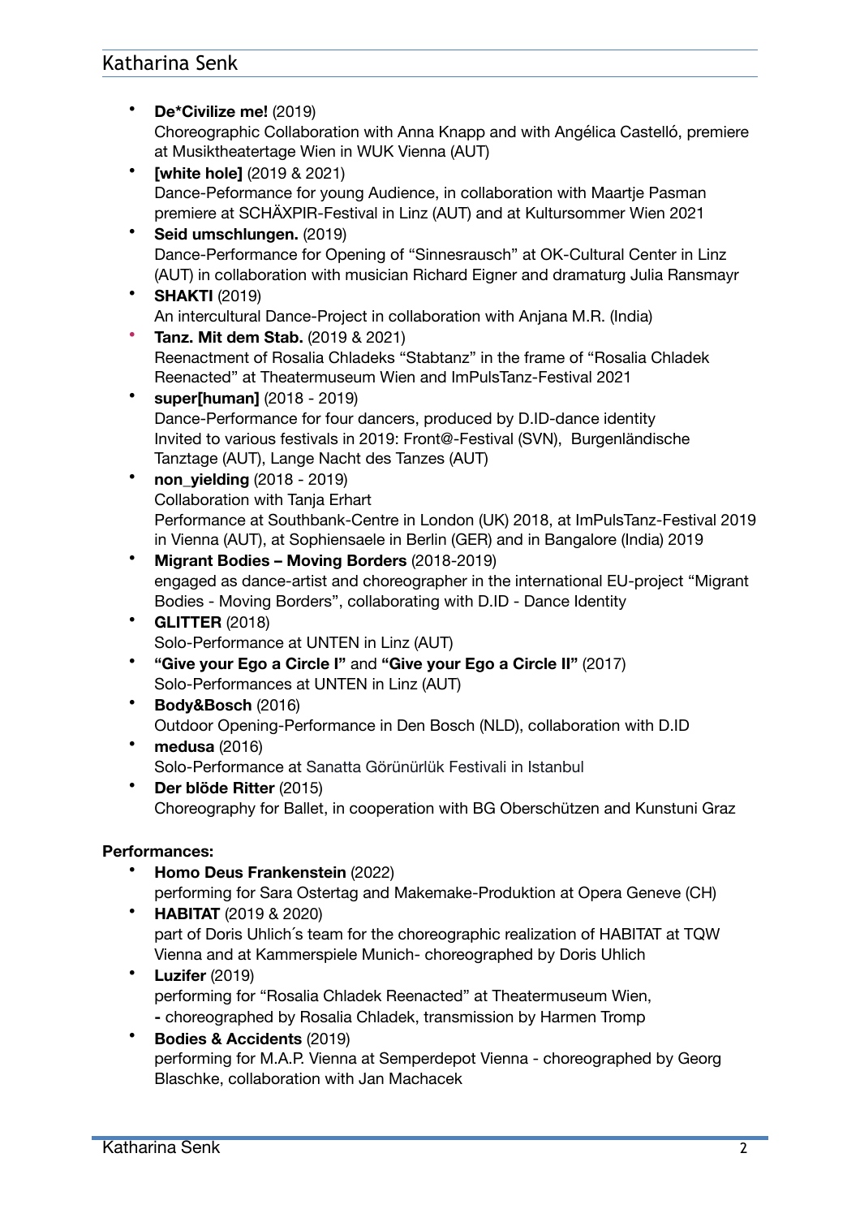- **De*Civilize me!** (2019)
  Choreographic Collaboration with Anna Knapp and with Angélica Castelló, premiere at Musiktheatertage Wien in WUK Vienna (AUT)
- **[white hole]** (2019 & 2021)
  Dance-Peformance for young Audience, in collaboration with Maartje Pasman premiere at SCHÄXPIR-Festival in Linz (AUT) and at Kultursommer Wien 2021
- **Seid umschlungen.** (2019)
  Dance-Performance for Opening of "Sinnesrausch" at OK-Cultural Center in Linz (AUT) in collaboration with musician Richard Eigner and dramaturg Julia Ransmayr
- **SHAKTI** (2019)
  An intercultural Dance-Project in collaboration with Anjana M.R. (India)
- **Tanz. Mit dem Stab.** (2019 & 2021)
  Reenactment of Rosalia Chladeks "Stabtanz" in the frame of "Rosalia Chladek Reenacted" at Theatermuseum Wien and ImPulsTanz-Festival 2021
- **super[human]** (2018 - 2019)
  Dance-Performance for four dancers, produced by D.ID-dance identity
  Invited to various festivals in 2019: Front@-Festival (SVN), Burgenländische Tanztage (AUT), Lange Nacht des Tanzes (AUT)
- **non_yielding** (2018 - 2019)
  Collaboration with Tanja Erhart
  Performance at Southbank-Centre in London (UK) 2018, at ImPulsTanz-Festival 2019 in Vienna (AUT), at Sophiensaele in Berlin (GER) and in Bangalore (India) 2019
- **Migrant Bodies – Moving Borders** (2018-2019)
  engaged as dance-artist and choreographer in the international EU-project "Migrant Bodies - Moving Borders", collaborating with D.ID - Dance Identity
- **GLITTER** (2018)
  Solo-Performance at UNTEN in Linz (AUT)
- **"Give your Ego a Circle I"** and **"Give your Ego a Circle II"** (2017)
  Solo-Performances at UNTEN in Linz (AUT)
- **Body&Bosch** (2016)
  Outdoor Opening-Performance in Den Bosch (NLD), collaboration with D.ID
- **medusa** (2016)
  Solo-Performance at Sanatta Görünürlük Festivali in Istanbul
- **Der blöde Ritter** (2015)
  Choreography for Ballet, in cooperation with BG Oberschützen and Kunstuni Graz

**Performances:**

- **Homo Deus Frankenstein** (2022)
  performing for Sara Ostertag and Makemake-Produktion at Opera Geneve (CH)
- **HABITAT** (2019 & 2020)
  part of Doris Uhlich´s team for the choreographic realization of HABITAT at TQW Vienna and at Kammerspiele Munich- choreographed by Doris Uhlich
- **Luzifer** (2019)
  performing for "Rosalia Chladek Reenacted" at Theatermuseum Wien,
  **-** choreographed by Rosalia Chladek, transmission by Harmen Tromp
- **Bodies & Accidents** (2019)
  performing for M.A.P. Vienna at Semperdepot Vienna - choreographed by Georg Blaschke, collaboration with Jan Machacek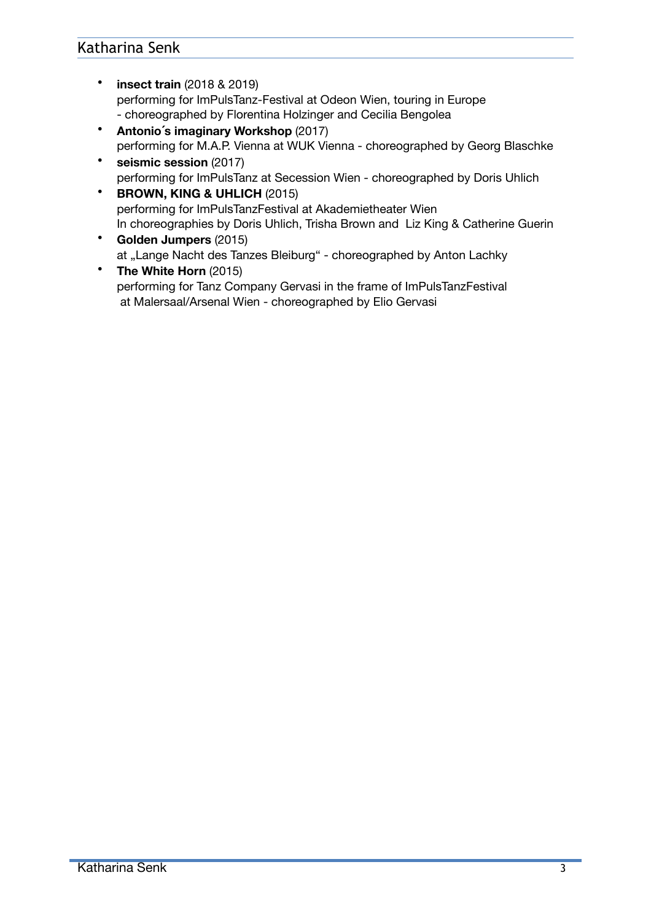- **insect train** (2018 & 2019)
  performing for ImPulsTanz-Festival at Odeon Wien, touring in Europe
  - choreographed by Florentina Holzinger and Cecilia Bengolea
- **Antonio´s imaginary Workshop** (2017)
  performing for M.A.P. Vienna at WUK Vienna - choreographed by Georg Blaschke
- **seismic session** (2017)
  performing for ImPulsTanz at Secession Wien - choreographed by Doris Uhlich
- **BROWN, KING & UHLICH** (2015)
  performing for ImPulsTanzFestival at Akademietheater Wien
  In choreographies by Doris Uhlich, Trisha Brown and Liz King & Catherine Guerin
- **Golden Jumpers** (2015)
  at „Lange Nacht des Tanzes Bleiburg" - choreographed by Anton Lachky
- **The White Horn** (2015)
  performing for Tanz Company Gervasi in the frame of ImPulsTanzFestival
  at Malersaal/Arsenal Wien - choreographed by Elio Gervasi